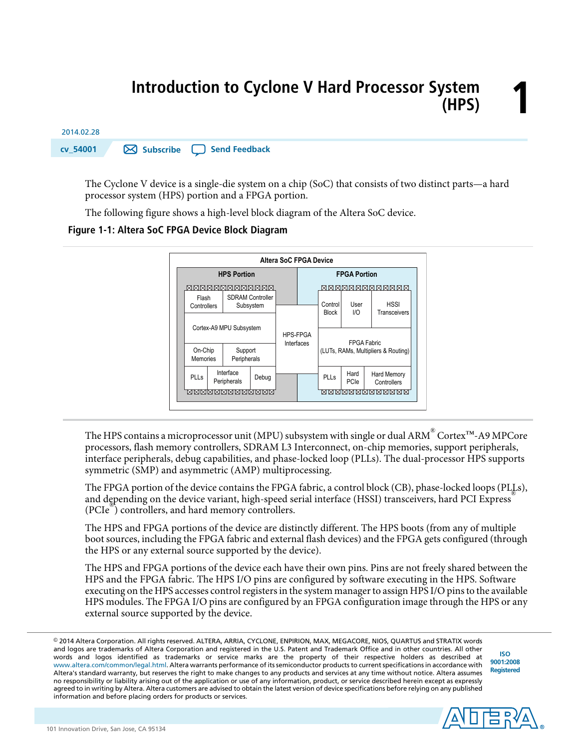# Introduction to Cyclone V Hard Processor System (HPS)

2014.02.28

cv_54001

Subscribe

Send Feedback

The Cyclone V device is a single-die system on a chip (SoC) that consists of two distinct parts—a hard processor system (HPS) portion and a FPGA portion.

The following figure shows a high-level block diagram of the Altera SoC device.

**Figure 1-1: Altera SoC FPGA Device Block Diagram**

Altera SoC FPGA Device

HPS Portion: Flash Controllers, SDRAM Controller Subsystem, Cortex-A9 MPU Subsystem, On-Chip Memories, Support Peripherals, PLLs, Interface Peripherals, Debug

HPS-FPGA Interfaces

FPGA Portion: Control Block, User I/O, HSSI Transceivers, FPGA Fabric (LUTs, RAMs, Multipliers & Routing), PLLs, Hard PCIe, Hard Memory Controllers

The HPS contains a microprocessor unit (MPU) subsystem with single or dual ARM® Cortex™-A9 MPCore processors, flash memory controllers, SDRAM L3 Interconnect, on-chip memories, support peripherals, interface peripherals, debug capabilities, and phase-locked loop (PLLs). The dual-processor HPS supports symmetric (SMP) and asymmetric (AMP) multiprocessing.

The FPGA portion of the device contains the FPGA fabric, a control block (CB), phase-locked loops (PLLs), and depending on the device variant, high-speed serial interface (HSSI) transceivers, hard PCI Express® (PCIe®) controllers, and hard memory controllers.

The HPS and FPGA portions of the device are distinctly different. The HPS boots (from any of multiple boot sources, including the FPGA fabric and external flash devices) and the FPGA gets configured (through the HPS or any external source supported by the device).

The HPS and FPGA portions of the device each have their own pins. Pins are not freely shared between the HPS and the FPGA fabric. The HPS I/O pins are configured by software executing in the HPS. Software executing on the HPS accesses control registers in the system manager to assign HPS I/O pins to the available HPS modules. The FPGA I/O pins are configured by an FPGA configuration image through the HPS or any external source supported by the device.

© 2014 Altera Corporation. All rights reserved. ALTERA, ARRIA, CYCLONE, ENPIRION, MAX, MEGACORE, NIOS, QUARTUS and STRATIX words and logos are trademarks of Altera Corporation and registered in the U.S. Patent and Trademark Office and in other countries. All other words and logos identified as trademarks or service marks are the property of their respective holders as described at www.altera.com/common/legal.html. Altera warrants performance of its semiconductor products to current specifications in accordance with Altera's standard warranty, but reserves the right to make changes to any products and services at any time without notice. Altera assumes no responsibility or liability arising out of the application or use of any information, product, or service described herein except as expressly agreed to in writing by Altera. Altera customers are advised to obtain the latest version of device specifications before relying on any published information and before placing orders for products or services.

ISO 9001:2008 Registered

101 Innovation Drive, San Jose, CA 95134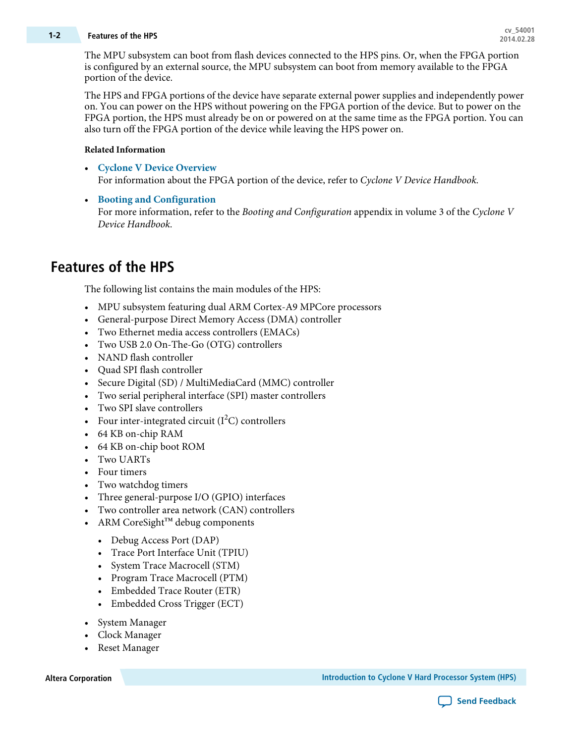The MPU subsystem can boot from flash devices connected to the HPS pins. Or, when the FPGA portion is configured by an external source, the MPU subsystem can boot from memory available to the FPGA portion of the device.

The HPS and FPGA portions of the device have separate external power supplies and independently power on. You can power on the HPS without powering on the FPGA portion of the device. But to power on the FPGA portion, the HPS must already be on or powered on at the same time as the FPGA portion. You can also turn off the FPGA portion of the device while leaving the HPS power on.

**Related Information**

- **Cyclone V Device Overview**
  For information about the FPGA portion of the device, refer to *Cyclone V Device Handbook*.
- **Booting and Configuration**
  For more information, refer to the *Booting and Configuration* appendix in volume 3 of the *Cyclone V Device Handbook*.

## Features of the HPS

The following list contains the main modules of the HPS:

- MPU subsystem featuring dual ARM Cortex-A9 MPCore processors
- General-purpose Direct Memory Access (DMA) controller
- Two Ethernet media access controllers (EMACs)
- Two USB 2.0 On-The-Go (OTG) controllers
- NAND flash controller
- Quad SPI flash controller
- Secure Digital (SD) / MultiMediaCard (MMC) controller
- Two serial peripheral interface (SPI) master controllers
- Two SPI slave controllers
- Four inter-integrated circuit ($I^2C$) controllers
- 64 KB on-chip RAM
- 64 KB on-chip boot ROM
- Two UARTs
- Four timers
- Two watchdog timers
- Three general-purpose I/O (GPIO) interfaces
- Two controller area network (CAN) controllers
- ARM CoreSight™ debug components
  - Debug Access Port (DAP)
  - Trace Port Interface Unit (TPIU)
  - System Trace Macrocell (STM)
  - Program Trace Macrocell (PTM)
  - Embedded Trace Router (ETR)
  - Embedded Cross Trigger (ECT)
- System Manager
- Clock Manager
- Reset Manager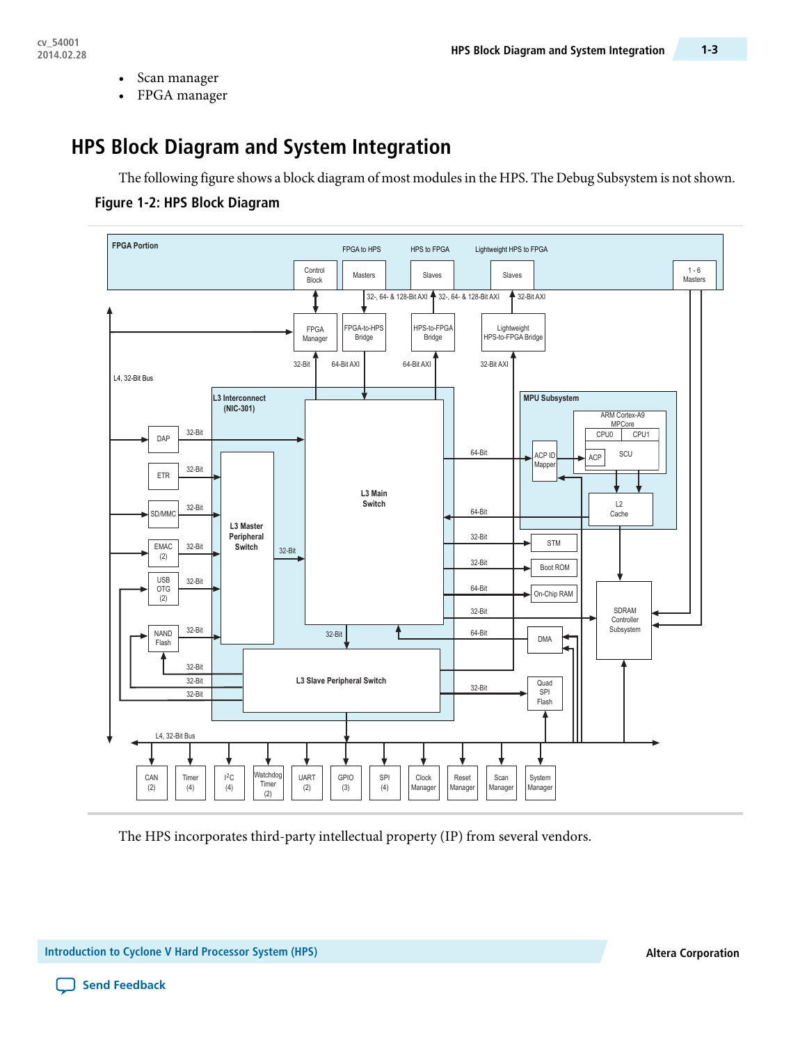- Scan manager
- FPGA manager

## HPS Block Diagram and System Integration

The following figure shows a block diagram of most modules in the HPS. The Debug Subsystem is not shown.

**Figure 1-2: HPS Block Diagram**

The HPS incorporates third-party intellectual property (IP) from several vendors.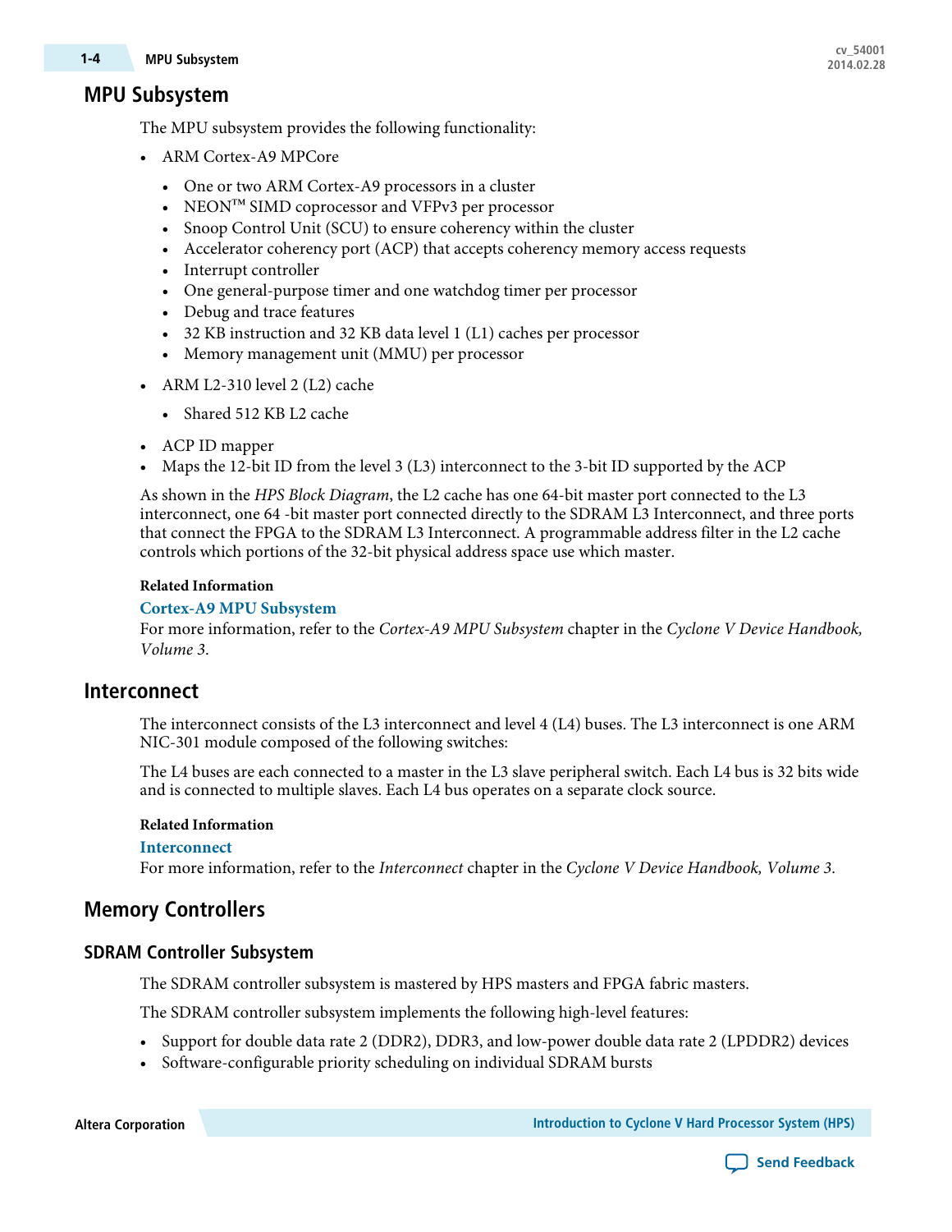## MPU Subsystem

The MPU subsystem provides the following functionality:

- ARM Cortex-A9 MPCore
    - One or two ARM Cortex-A9 processors in a cluster
    - NEON™ SIMD coprocessor and VFPv3 per processor
    - Snoop Control Unit (SCU) to ensure coherency within the cluster
    - Accelerator coherency port (ACP) that accepts coherency memory access requests
    - Interrupt controller
    - One general-purpose timer and one watchdog timer per processor
    - Debug and trace features
    - 32 KB instruction and 32 KB data level 1 (L1) caches per processor
    - Memory management unit (MMU) per processor
- ARM L2-310 level 2 (L2) cache
    - Shared 512 KB L2 cache
- ACP ID mapper
- Maps the 12-bit ID from the level 3 (L3) interconnect to the 3-bit ID supported by the ACP

As shown in the *HPS Block Diagram*, the L2 cache has one 64-bit master port connected to the L3 interconnect, one 64 -bit master port connected directly to the SDRAM L3 Interconnect, and three ports that connect the FPGA to the SDRAM L3 Interconnect. A programmable address filter in the L2 cache controls which portions of the 32-bit physical address space use which master.

**Related Information**

**Cortex-A9 MPU Subsystem**
For more information, refer to the *Cortex-A9 MPU Subsystem* chapter in the *Cyclone V Device Handbook, Volume 3*.

## Interconnect

The interconnect consists of the L3 interconnect and level 4 (L4) buses. The L3 interconnect is one ARM NIC-301 module composed of the following switches:

The L4 buses are each connected to a master in the L3 slave peripheral switch. Each L4 bus is 32 bits wide and is connected to multiple slaves. Each L4 bus operates on a separate clock source.

**Related Information**

**Interconnect**
For more information, refer to the *Interconnect* chapter in the *Cyclone V Device Handbook, Volume 3*.

## Memory Controllers

### SDRAM Controller Subsystem

The SDRAM controller subsystem is mastered by HPS masters and FPGA fabric masters.

The SDRAM controller subsystem implements the following high-level features:

- Support for double data rate 2 (DDR2), DDR3, and low-power double data rate 2 (LPDDR2) devices
- Software-configurable priority scheduling on individual SDRAM bursts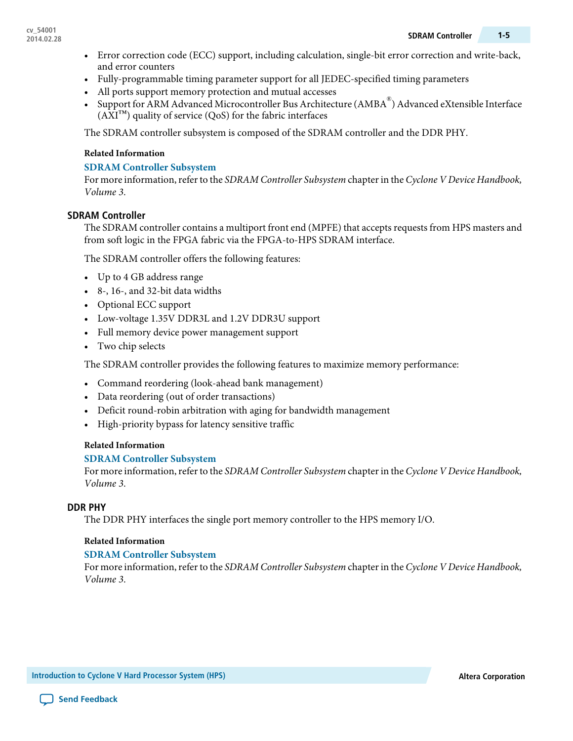- Error correction code (ECC) support, including calculation, single-bit error correction and write-back, and error counters
- Fully-programmable timing parameter support for all JEDEC-specified timing parameters
- All ports support memory protection and mutual accesses
- Support for ARM Advanced Microcontroller Bus Architecture (AMBA®) Advanced eXtensible Interface (AXI™) quality of service (QoS) for the fabric interfaces

The SDRAM controller subsystem is composed of the SDRAM controller and the DDR PHY.

**Related Information**

**SDRAM Controller Subsystem**

For more information, refer to the *SDRAM Controller Subsystem* chapter in the *Cyclone V Device Handbook, Volume 3*.

## SDRAM Controller

The SDRAM controller contains a multiport front end (MPFE) that accepts requests from HPS masters and from soft logic in the FPGA fabric via the FPGA-to-HPS SDRAM interface.

The SDRAM controller offers the following features:

- Up to 4 GB address range
- 8-, 16-, and 32-bit data widths
- Optional ECC support
- Low-voltage 1.35V DDR3L and 1.2V DDR3U support
- Full memory device power management support
- Two chip selects

The SDRAM controller provides the following features to maximize memory performance:

- Command reordering (look-ahead bank management)
- Data reordering (out of order transactions)
- Deficit round-robin arbitration with aging for bandwidth management
- High-priority bypass for latency sensitive traffic

**Related Information**

**SDRAM Controller Subsystem**

For more information, refer to the *SDRAM Controller Subsystem* chapter in the *Cyclone V Device Handbook, Volume 3*.

## DDR PHY

The DDR PHY interfaces the single port memory controller to the HPS memory I/O.

**Related Information**

**SDRAM Controller Subsystem**

For more information, refer to the *SDRAM Controller Subsystem* chapter in the *Cyclone V Device Handbook, Volume 3*.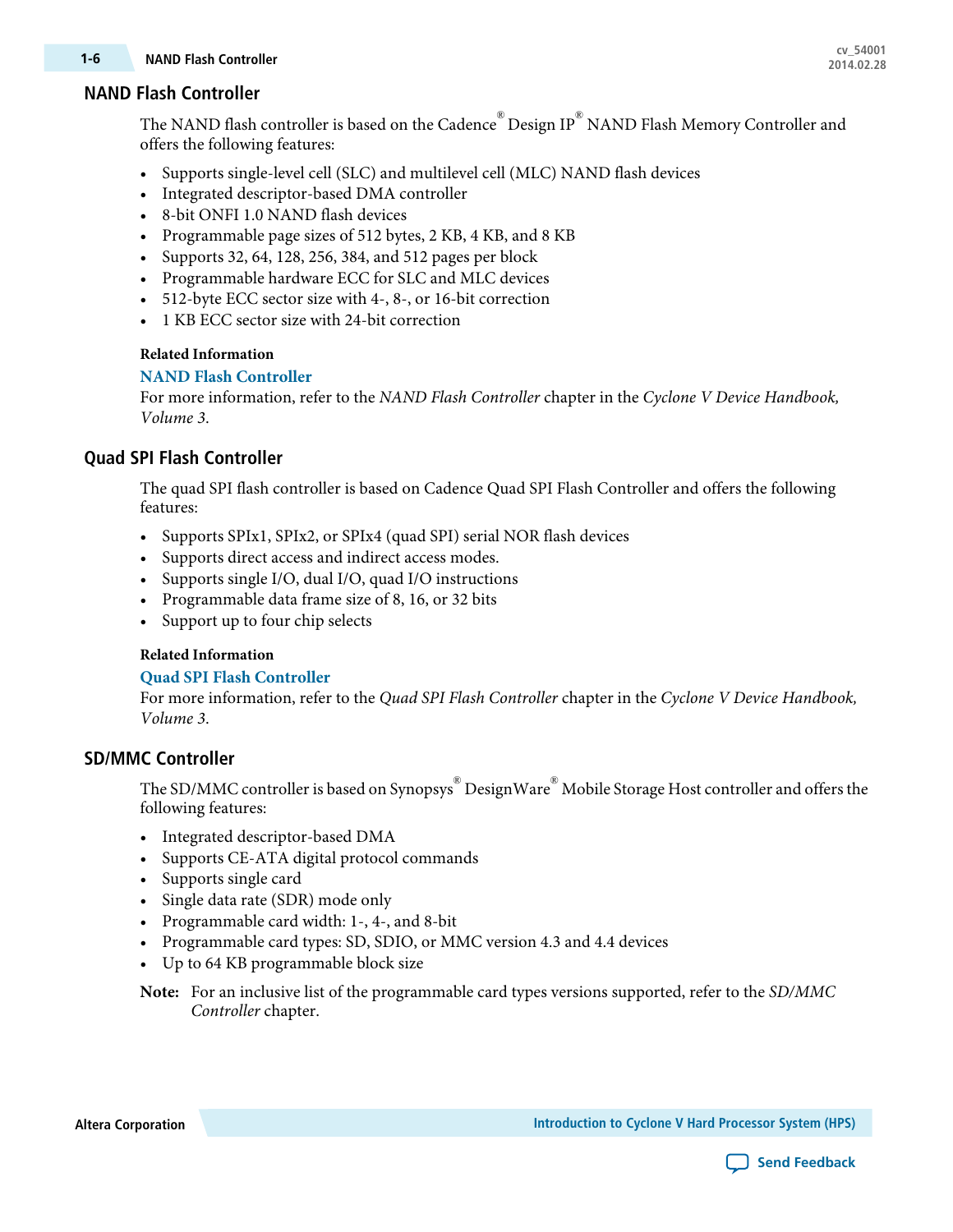## NAND Flash Controller

The NAND flash controller is based on the Cadence® Design IP® NAND Flash Memory Controller and offers the following features:

- Supports single-level cell (SLC) and multilevel cell (MLC) NAND flash devices
- Integrated descriptor-based DMA controller
- 8-bit ONFI 1.0 NAND flash devices
- Programmable page sizes of 512 bytes, 2 KB, 4 KB, and 8 KB
- Supports 32, 64, 128, 256, 384, and 512 pages per block
- Programmable hardware ECC for SLC and MLC devices
- 512-byte ECC sector size with 4-, 8-, or 16-bit correction
- 1 KB ECC sector size with 24-bit correction

**Related Information**

**NAND Flash Controller**

For more information, refer to the *NAND Flash Controller* chapter in the *Cyclone V Device Handbook, Volume 3*.

## Quad SPI Flash Controller

The quad SPI flash controller is based on Cadence Quad SPI Flash Controller and offers the following features:

- Supports SPIx1, SPIx2, or SPIx4 (quad SPI) serial NOR flash devices
- Supports direct access and indirect access modes.
- Supports single I/O, dual I/O, quad I/O instructions
- Programmable data frame size of 8, 16, or 32 bits
- Support up to four chip selects

**Related Information**

**Quad SPI Flash Controller**

For more information, refer to the *Quad SPI Flash Controller* chapter in the *Cyclone V Device Handbook, Volume 3*.

## SD/MMC Controller

The SD/MMC controller is based on Synopsys® DesignWare® Mobile Storage Host controller and offers the following features:

- Integrated descriptor-based DMA
- Supports CE-ATA digital protocol commands
- Supports single card
- Single data rate (SDR) mode only
- Programmable card width: 1-, 4-, and 8-bit
- Programmable card types: SD, SDIO, or MMC version 4.3 and 4.4 devices
- Up to 64 KB programmable block size

**Note:** For an inclusive list of the programmable card types versions supported, refer to the *SD/MMC Controller* chapter.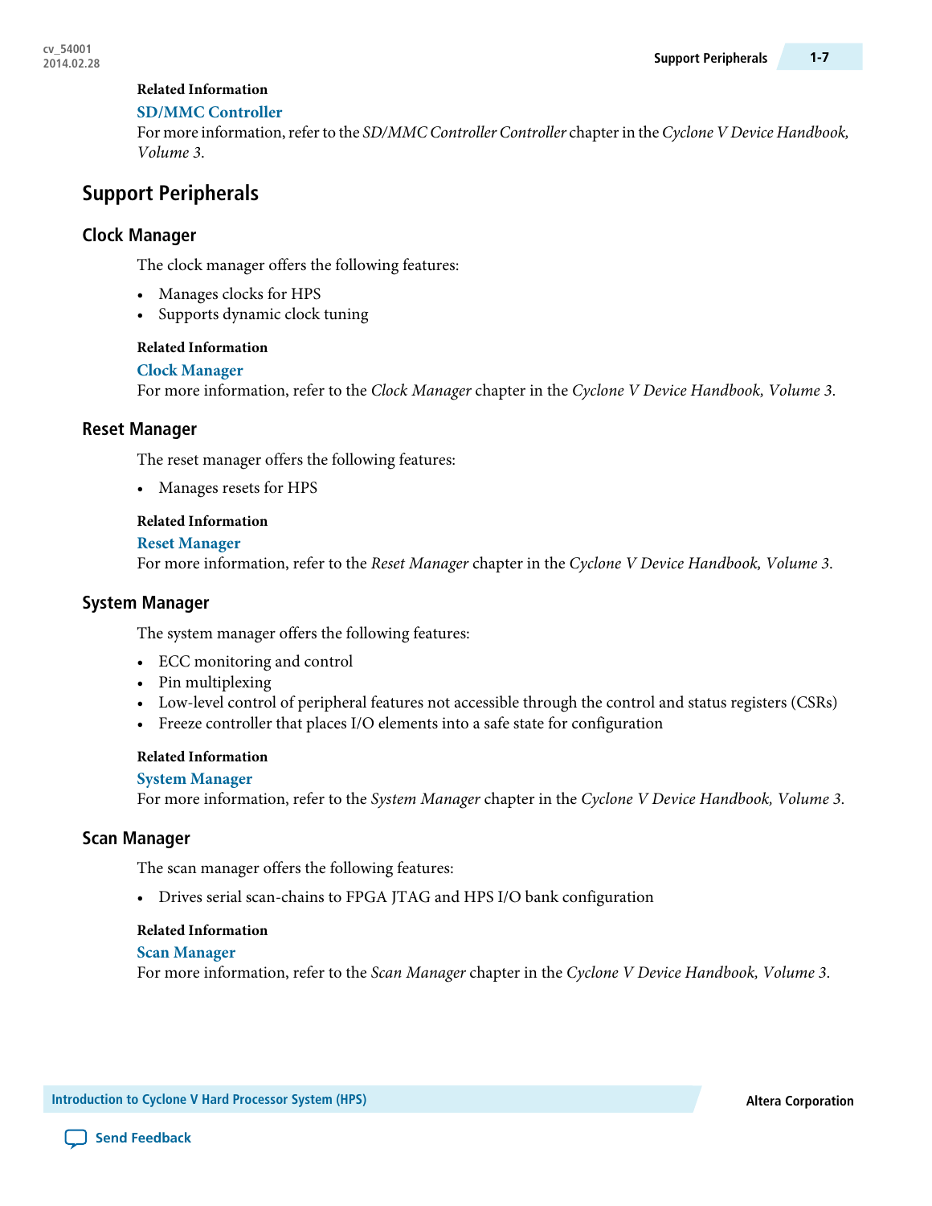**Related Information**

**SD/MMC Controller**

For more information, refer to the *SD/MMC Controller Controller* chapter in the *Cyclone V Device Handbook, Volume 3*.

## Support Peripherals

### Clock Manager

The clock manager offers the following features:

- Manages clocks for HPS
- Supports dynamic clock tuning

**Related Information**

**Clock Manager**

For more information, refer to the *Clock Manager* chapter in the *Cyclone V Device Handbook, Volume 3*.

### Reset Manager

The reset manager offers the following features:

- Manages resets for HPS

**Related Information**

**Reset Manager**

For more information, refer to the *Reset Manager* chapter in the *Cyclone V Device Handbook, Volume 3*.

### System Manager

The system manager offers the following features:

- ECC monitoring and control
- Pin multiplexing
- Low-level control of peripheral features not accessible through the control and status registers (CSRs)
- Freeze controller that places I/O elements into a safe state for configuration

**Related Information**

**System Manager**

For more information, refer to the *System Manager* chapter in the *Cyclone V Device Handbook, Volume 3*.

### Scan Manager

The scan manager offers the following features:

- Drives serial scan-chains to FPGA JTAG and HPS I/O bank configuration

**Related Information**

**Scan Manager**

For more information, refer to the *Scan Manager* chapter in the *Cyclone V Device Handbook, Volume 3*.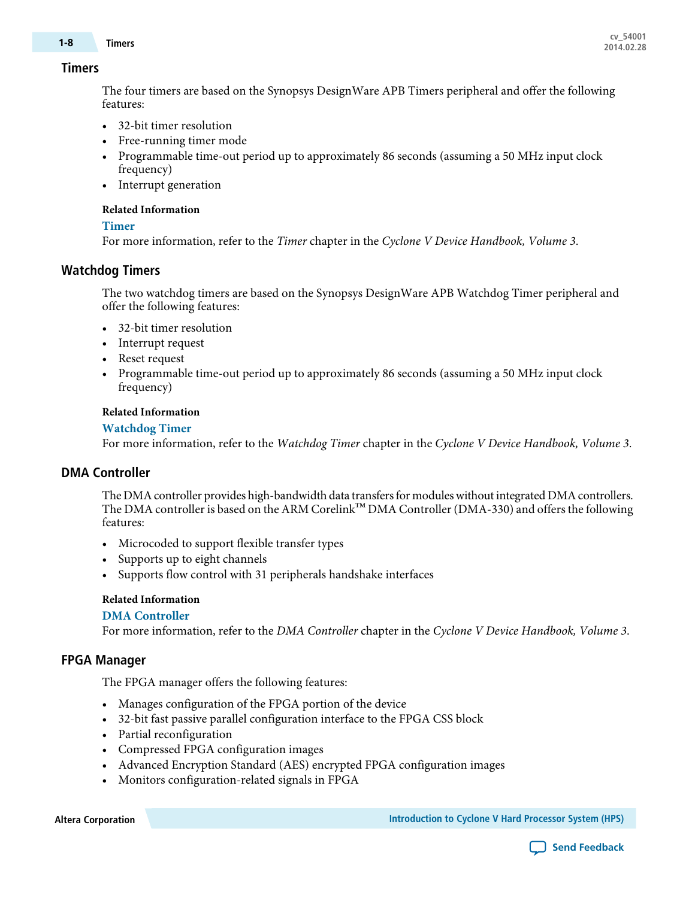## Timers

The four timers are based on the Synopsys DesignWare APB Timers peripheral and offer the following features:

- 32-bit timer resolution
- Free-running timer mode
- Programmable time-out period up to approximately 86 seconds (assuming a 50 MHz input clock frequency)
- Interrupt generation

**Related Information**

**Timer**

For more information, refer to the *Timer* chapter in the *Cyclone V Device Handbook, Volume 3*.

## Watchdog Timers

The two watchdog timers are based on the Synopsys DesignWare APB Watchdog Timer peripheral and offer the following features:

- 32-bit timer resolution
- Interrupt request
- Reset request
- Programmable time-out period up to approximately 86 seconds (assuming a 50 MHz input clock frequency)

**Related Information**

**Watchdog Timer**

For more information, refer to the *Watchdog Timer* chapter in the *Cyclone V Device Handbook, Volume 3*.

## DMA Controller

The DMA controller provides high-bandwidth data transfers for modules without integrated DMA controllers. The DMA controller is based on the ARM Corelink™ DMA Controller (DMA-330) and offers the following features:

- Microcoded to support flexible transfer types
- Supports up to eight channels
- Supports flow control with 31 peripherals handshake interfaces

**Related Information**

**DMA Controller**

For more information, refer to the *DMA Controller* chapter in the *Cyclone V Device Handbook, Volume 3*.

## FPGA Manager

The FPGA manager offers the following features:

- Manages configuration of the FPGA portion of the device
- 32-bit fast passive parallel configuration interface to the FPGA CSS block
- Partial reconfiguration
- Compressed FPGA configuration images
- Advanced Encryption Standard (AES) encrypted FPGA configuration images
- Monitors configuration-related signals in FPGA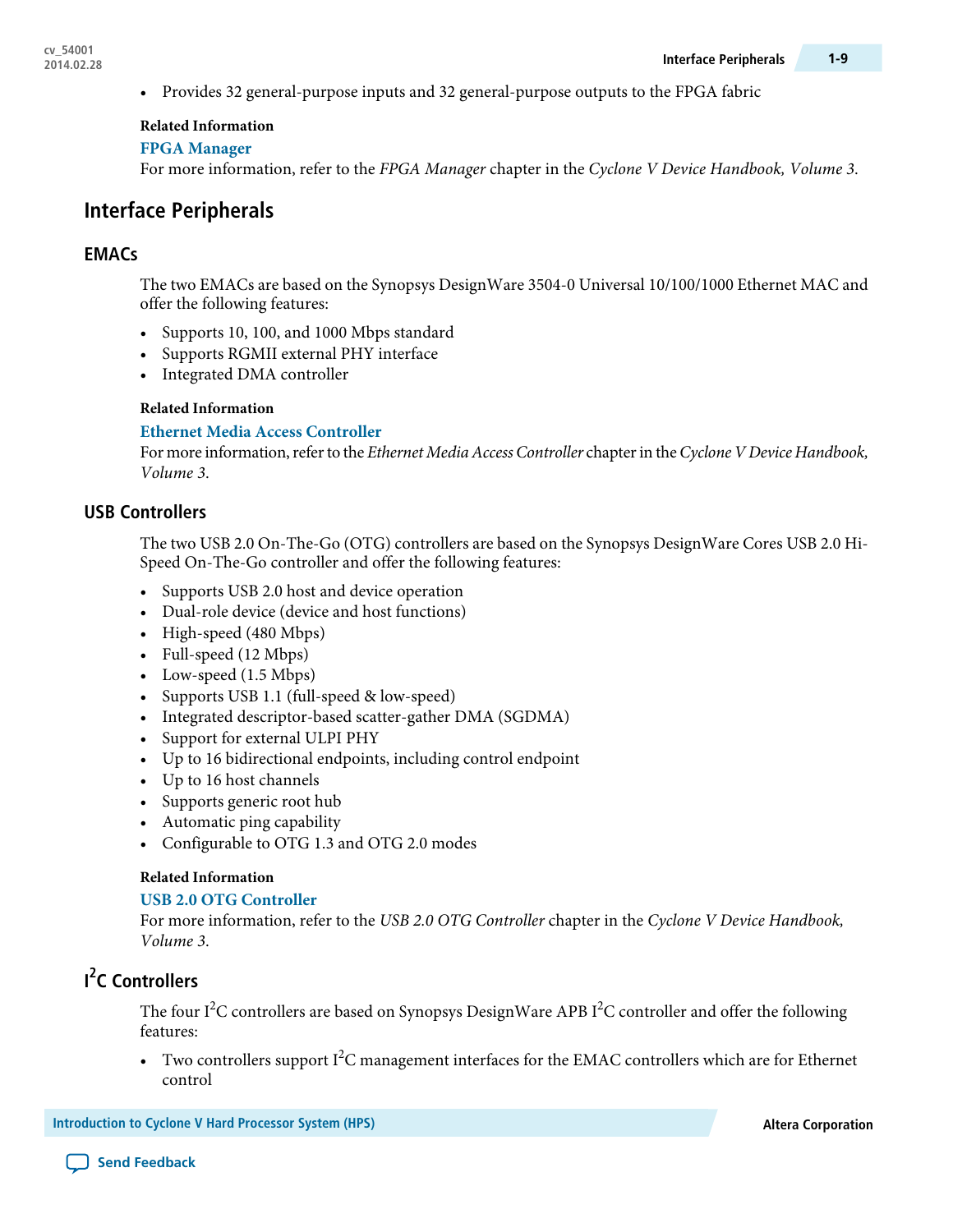- Provides 32 general-purpose inputs and 32 general-purpose outputs to the FPGA fabric

**Related Information**

**FPGA Manager**

For more information, refer to the *FPGA Manager* chapter in the *Cyclone V Device Handbook, Volume 3*.

## Interface Peripherals

### EMACs

The two EMACs are based on the Synopsys DesignWare 3504-0 Universal 10/100/1000 Ethernet MAC and offer the following features:

- Supports 10, 100, and 1000 Mbps standard
- Supports RGMII external PHY interface
- Integrated DMA controller

**Related Information**

**Ethernet Media Access Controller**

For more information, refer to the *Ethernet Media Access Controller* chapter in the *Cyclone V Device Handbook, Volume 3*.

### USB Controllers

The two USB 2.0 On-The-Go (OTG) controllers are based on the Synopsys DesignWare Cores USB 2.0 Hi-Speed On-The-Go controller and offer the following features:

- Supports USB 2.0 host and device operation
- Dual-role device (device and host functions)
- High-speed (480 Mbps)
- Full-speed (12 Mbps)
- Low-speed (1.5 Mbps)
- Supports USB 1.1 (full-speed & low-speed)
- Integrated descriptor-based scatter-gather DMA (SGDMA)
- Support for external ULPI PHY
- Up to 16 bidirectional endpoints, including control endpoint
- Up to 16 host channels
- Supports generic root hub
- Automatic ping capability
- Configurable to OTG 1.3 and OTG 2.0 modes

**Related Information**

**USB 2.0 OTG Controller**

For more information, refer to the *USB 2.0 OTG Controller* chapter in the *Cyclone V Device Handbook, Volume 3*.

### I²C Controllers

The four I²C controllers are based on Synopsys DesignWare APB I²C controller and offer the following features:

- Two controllers support I²C management interfaces for the EMAC controllers which are for Ethernet control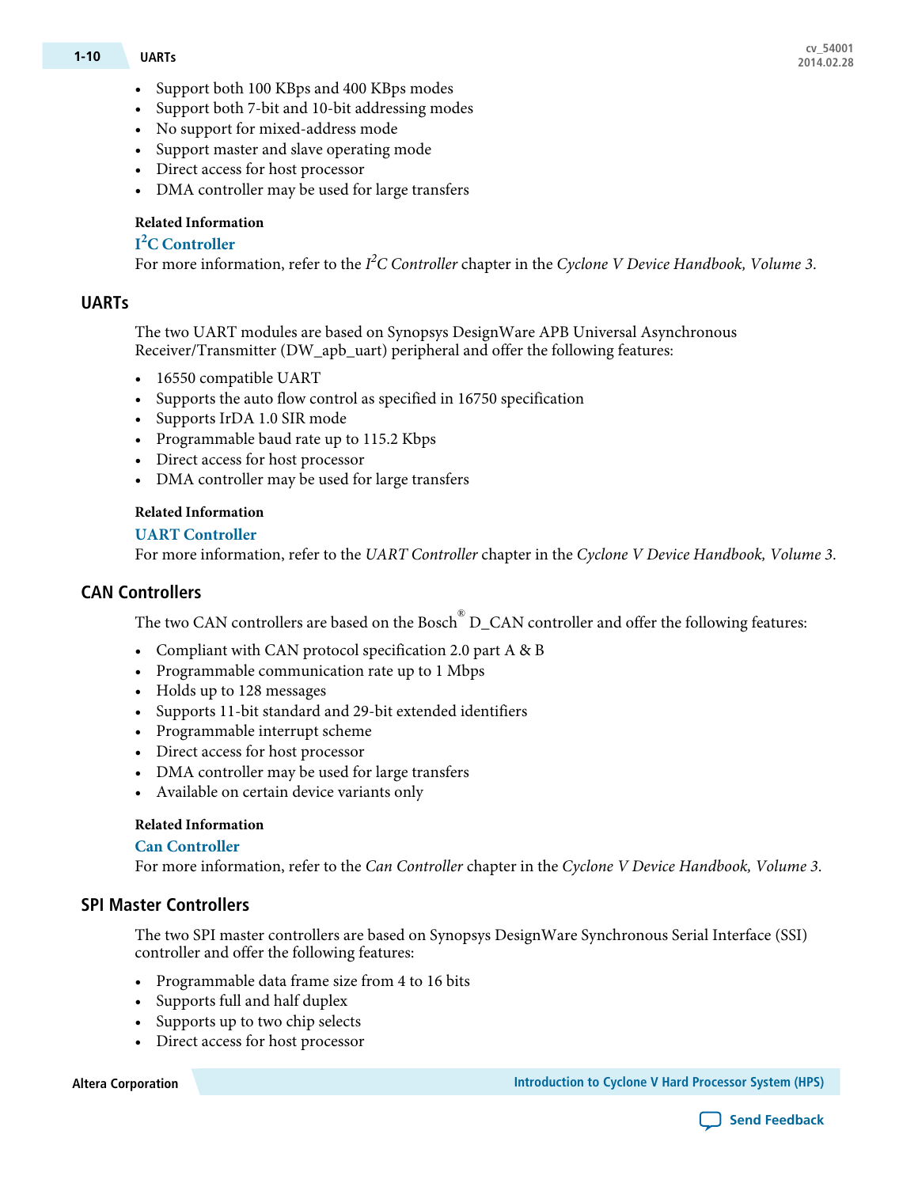- Support both 100 KBps and 400 KBps modes
- Support both 7-bit and 10-bit addressing modes
- No support for mixed-address mode
- Support master and slave operating mode
- Direct access for host processor
- DMA controller may be used for large transfers

**Related Information**

**I²C Controller**

For more information, refer to the *I²C Controller* chapter in the *Cyclone V Device Handbook, Volume 3*.

## UARTs

The two UART modules are based on Synopsys DesignWare APB Universal Asynchronous Receiver/Transmitter (DW_apb_uart) peripheral and offer the following features:

- 16550 compatible UART
- Supports the auto flow control as specified in 16750 specification
- Supports IrDA 1.0 SIR mode
- Programmable baud rate up to 115.2 Kbps
- Direct access for host processor
- DMA controller may be used for large transfers

**Related Information**

**UART Controller**

For more information, refer to the *UART Controller* chapter in the *Cyclone V Device Handbook, Volume 3*.

## CAN Controllers

The two CAN controllers are based on the Bosch® D_CAN controller and offer the following features:

- Compliant with CAN protocol specification 2.0 part A & B
- Programmable communication rate up to 1 Mbps
- Holds up to 128 messages
- Supports 11-bit standard and 29-bit extended identifiers
- Programmable interrupt scheme
- Direct access for host processor
- DMA controller may be used for large transfers
- Available on certain device variants only

**Related Information**

**Can Controller**

For more information, refer to the *Can Controller* chapter in the *Cyclone V Device Handbook, Volume 3*.

## SPI Master Controllers

The two SPI master controllers are based on Synopsys DesignWare Synchronous Serial Interface (SSI) controller and offer the following features:

- Programmable data frame size from 4 to 16 bits
- Supports full and half duplex
- Supports up to two chip selects
- Direct access for host processor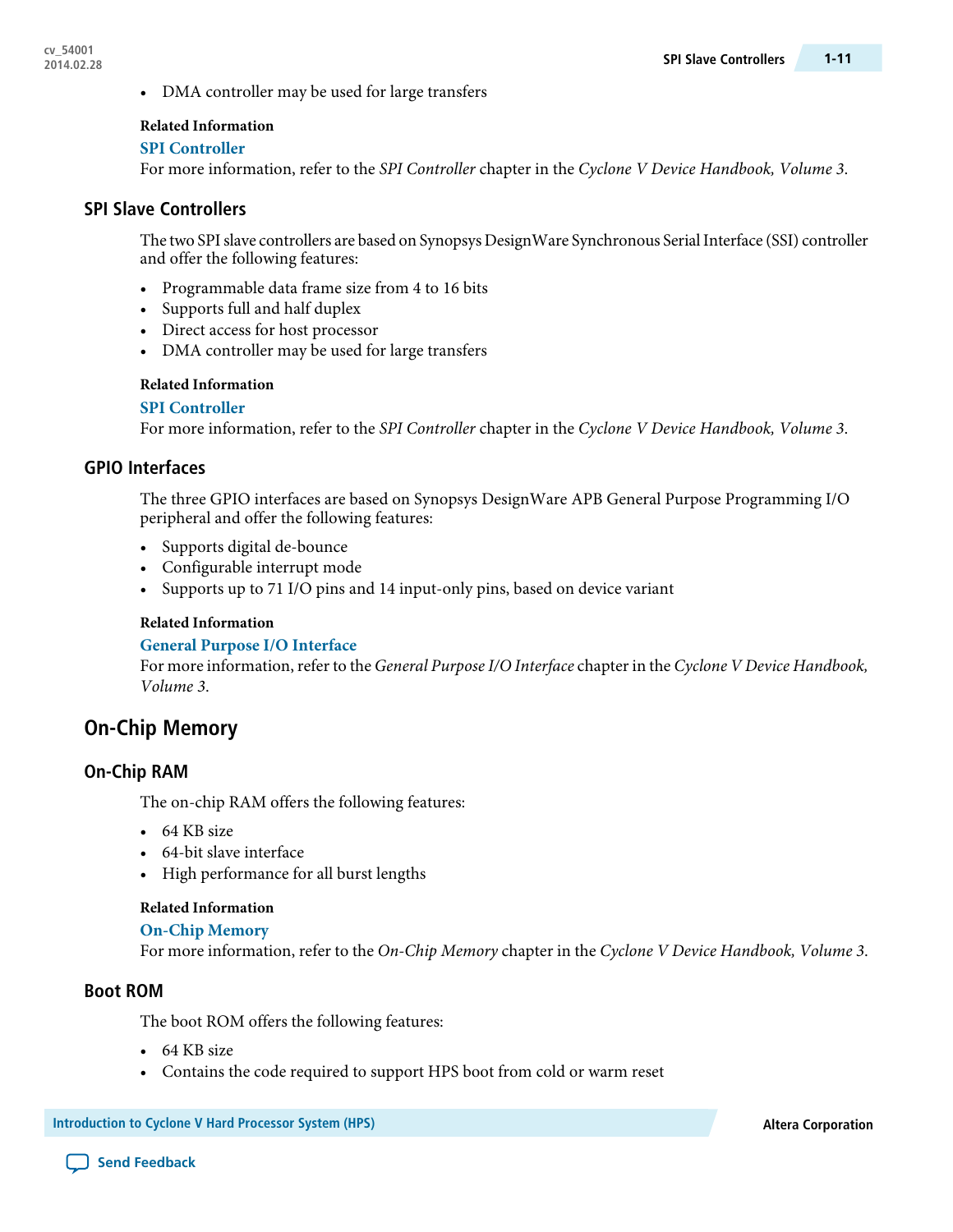- DMA controller may be used for large transfers

**Related Information**

**SPI Controller**

For more information, refer to the *SPI Controller* chapter in the *Cyclone V Device Handbook, Volume 3*.

### SPI Slave Controllers

The two SPI slave controllers are based on Synopsys DesignWare Synchronous Serial Interface (SSI) controller and offer the following features:

- Programmable data frame size from 4 to 16 bits
- Supports full and half duplex
- Direct access for host processor
- DMA controller may be used for large transfers

**Related Information**

**SPI Controller**

For more information, refer to the *SPI Controller* chapter in the *Cyclone V Device Handbook, Volume 3*.

### GPIO Interfaces

The three GPIO interfaces are based on Synopsys DesignWare APB General Purpose Programming I/O peripheral and offer the following features:

- Supports digital de-bounce
- Configurable interrupt mode
- Supports up to 71 I/O pins and 14 input-only pins, based on device variant

**Related Information**

**General Purpose I/O Interface**

For more information, refer to the *General Purpose I/O Interface* chapter in the *Cyclone V Device Handbook, Volume 3*.

## On-Chip Memory

### On-Chip RAM

The on-chip RAM offers the following features:

- 64 KB size
- 64-bit slave interface
- High performance for all burst lengths

**Related Information**

**On-Chip Memory**

For more information, refer to the *On-Chip Memory* chapter in the *Cyclone V Device Handbook, Volume 3*.

### Boot ROM

The boot ROM offers the following features:

- 64 KB size
- Contains the code required to support HPS boot from cold or warm reset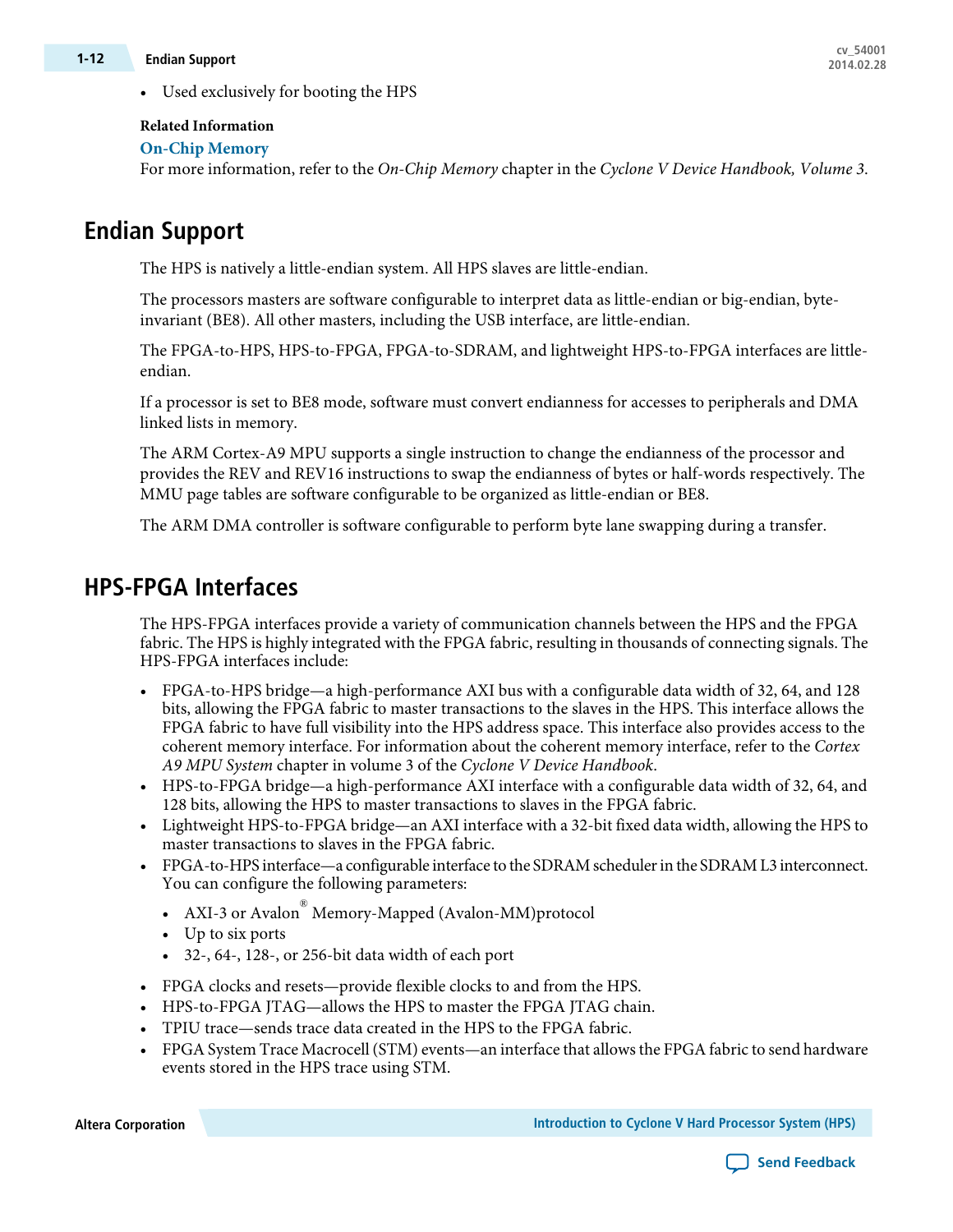- Used exclusively for booting the HPS

**Related Information**

**On-Chip Memory**

For more information, refer to the *On-Chip Memory* chapter in the *Cyclone V Device Handbook, Volume 3*.

## Endian Support

The HPS is natively a little-endian system. All HPS slaves are little-endian.

The processors masters are software configurable to interpret data as little-endian or big-endian, byte-invariant (BE8). All other masters, including the USB interface, are little-endian.

The FPGA-to-HPS, HPS-to-FPGA, FPGA-to-SDRAM, and lightweight HPS-to-FPGA interfaces are little-endian.

If a processor is set to BE8 mode, software must convert endianness for accesses to peripherals and DMA linked lists in memory.

The ARM Cortex-A9 MPU supports a single instruction to change the endianness of the processor and provides the REV and REV16 instructions to swap the endianness of bytes or half-words respectively. The MMU page tables are software configurable to be organized as little-endian or BE8.

The ARM DMA controller is software configurable to perform byte lane swapping during a transfer.

## HPS-FPGA Interfaces

The HPS-FPGA interfaces provide a variety of communication channels between the HPS and the FPGA fabric. The HPS is highly integrated with the FPGA fabric, resulting in thousands of connecting signals. The HPS-FPGA interfaces include:

- FPGA-to-HPS bridge—a high-performance AXI bus with a configurable data width of 32, 64, and 128 bits, allowing the FPGA fabric to master transactions to the slaves in the HPS. This interface allows the FPGA fabric to have full visibility into the HPS address space. This interface also provides access to the coherent memory interface. For information about the coherent memory interface, refer to the *Cortex A9 MPU System* chapter in volume 3 of the *Cyclone V Device Handbook*.
- HPS-to-FPGA bridge—a high-performance AXI interface with a configurable data width of 32, 64, and 128 bits, allowing the HPS to master transactions to slaves in the FPGA fabric.
- Lightweight HPS-to-FPGA bridge—an AXI interface with a 32-bit fixed data width, allowing the HPS to master transactions to slaves in the FPGA fabric.
- FPGA-to-HPS interface—a configurable interface to the SDRAM scheduler in the SDRAM L3 interconnect. You can configure the following parameters:
  - AXI-3 or Avalon® Memory-Mapped (Avalon-MM)protocol
  - Up to six ports
  - 32-, 64-, 128-, or 256-bit data width of each port
- FPGA clocks and resets—provide flexible clocks to and from the HPS.
- HPS-to-FPGA JTAG—allows the HPS to master the FPGA JTAG chain.
- TPIU trace—sends trace data created in the HPS to the FPGA fabric.
- FPGA System Trace Macrocell (STM) events—an interface that allows the FPGA fabric to send hardware events stored in the HPS trace using STM.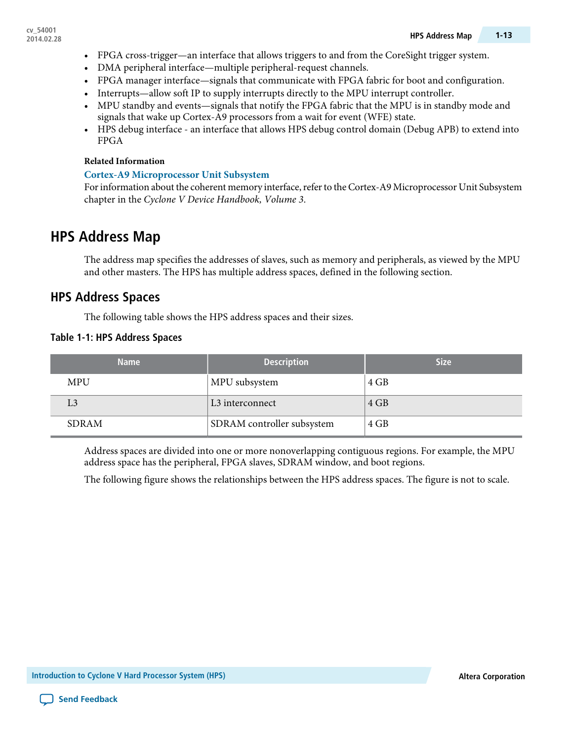- FPGA cross-trigger—an interface that allows triggers to and from the CoreSight trigger system.
- DMA peripheral interface—multiple peripheral-request channels.
- FPGA manager interface—signals that communicate with FPGA fabric for boot and configuration.
- Interrupts—allow soft IP to supply interrupts directly to the MPU interrupt controller.
- MPU standby and events—signals that notify the FPGA fabric that the MPU is in standby mode and signals that wake up Cortex-A9 processors from a wait for event (WFE) state.
- HPS debug interface - an interface that allows HPS debug control domain (Debug APB) to extend into FPGA

**Related Information**

**Cortex-A9 Microprocessor Unit Subsystem**

For information about the coherent memory interface, refer to the Cortex-A9 Microprocessor Unit Subsystem chapter in the *Cyclone V Device Handbook, Volume 3*.

# HPS Address Map

The address map specifies the addresses of slaves, such as memory and peripherals, as viewed by the MPU and other masters. The HPS has multiple address spaces, defined in the following section.

## HPS Address Spaces

The following table shows the HPS address spaces and their sizes.

**Table 1-1: HPS Address Spaces**

| Name | Description | Size |
|---|---|---|
| MPU | MPU subsystem | 4 GB |
| L3 | L3 interconnect | 4 GB |
| SDRAM | SDRAM controller subsystem | 4 GB |

Address spaces are divided into one or more nonoverlapping contiguous regions. For example, the MPU address space has the peripheral, FPGA slaves, SDRAM window, and boot regions.

The following figure shows the relationships between the HPS address spaces. The figure is not to scale.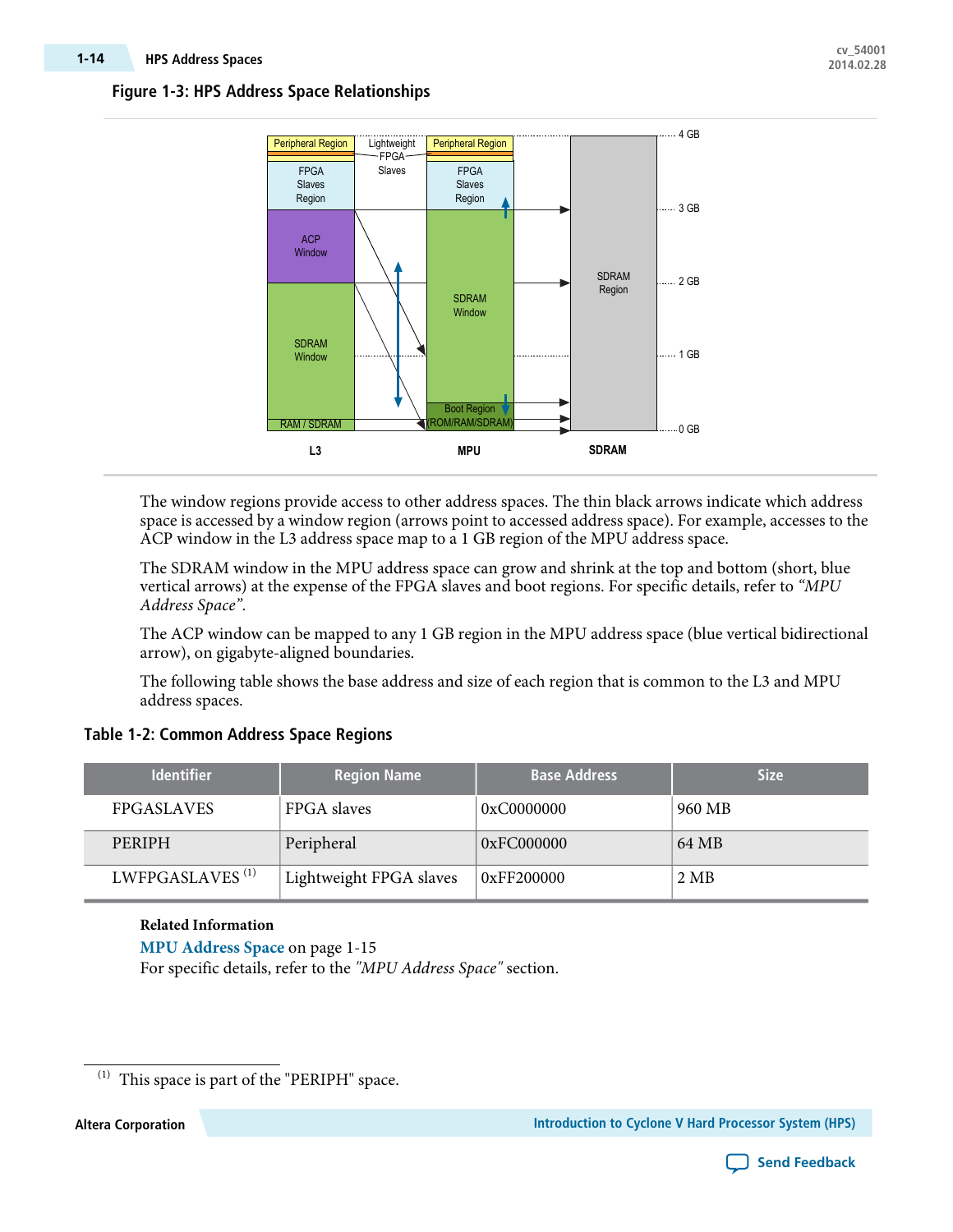**Figure 1-3: HPS Address Space Relationships**

The window regions provide access to other address spaces. The thin black arrows indicate which address space is accessed by a window region (arrows point to accessed address space). For example, accesses to the ACP window in the L3 address space map to a 1 GB region of the MPU address space.

The SDRAM window in the MPU address space can grow and shrink at the top and bottom (short, blue vertical arrows) at the expense of the FPGA slaves and boot regions. For specific details, refer to *"MPU Address Space"*.

The ACP window can be mapped to any 1 GB region in the MPU address space (blue vertical bidirectional arrow), on gigabyte-aligned boundaries.

The following table shows the base address and size of each region that is common to the L3 and MPU address spaces.

**Table 1-2: Common Address Space Regions**

| Identifier | Region Name | Base Address | Size |
|---|---|---|---|
| FPGASLAVES | FPGA slaves | 0xC0000000 | 960 MB |
| PERIPH | Peripheral | 0xFC000000 | 64 MB |
| LWFPGASLAVES [1] | Lightweight FPGA slaves | 0xFF200000 | 2 MB |

**Related Information**

MPU Address Space on page 1-15
For specific details, refer to the *"MPU Address Space"* section.

[1] This space is part of the "PERIPH" space.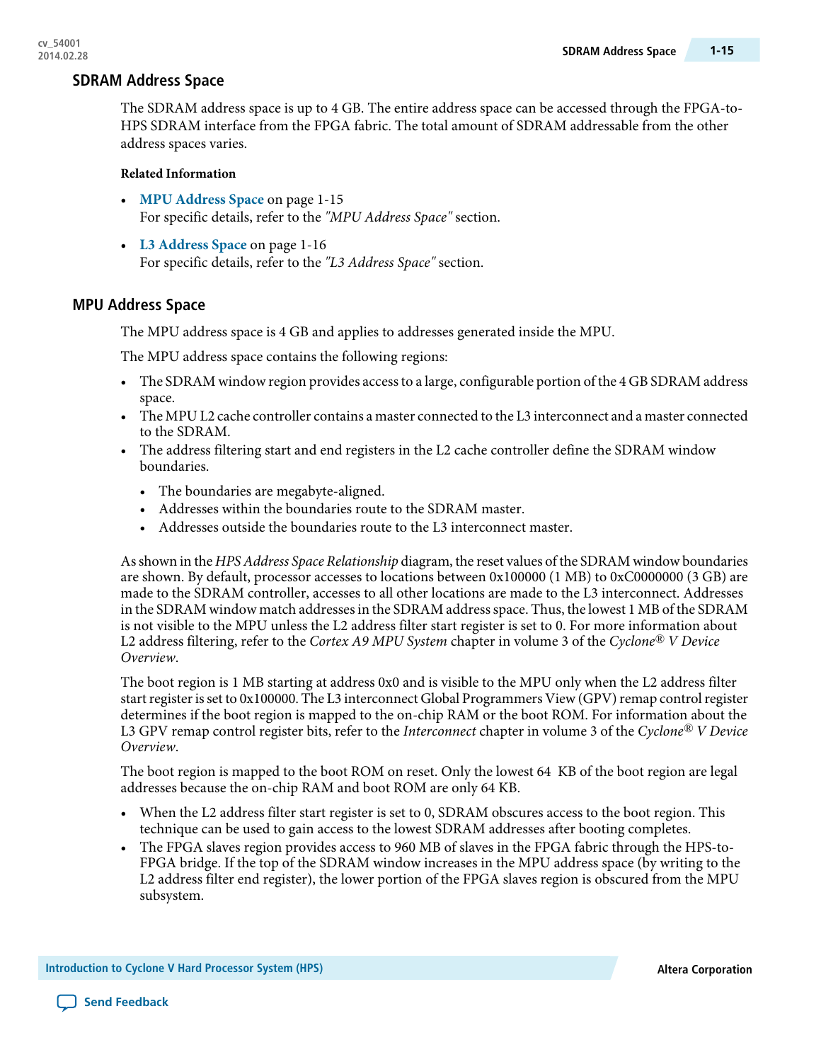## SDRAM Address Space

The SDRAM address space is up to 4 GB. The entire address space can be accessed through the FPGA-to-HPS SDRAM interface from the FPGA fabric. The total amount of SDRAM addressable from the other address spaces varies.

**Related Information**

- **MPU Address Space** on page 1-15
  For specific details, refer to the *"MPU Address Space"* section.
- **L3 Address Space** on page 1-16
  For specific details, refer to the *"L3 Address Space"* section.

## MPU Address Space

The MPU address space is 4 GB and applies to addresses generated inside the MPU.

The MPU address space contains the following regions:

- The SDRAM window region provides access to a large, configurable portion of the 4 GB SDRAM address space.
- The MPU L2 cache controller contains a master connected to the L3 interconnect and a master connected to the SDRAM.
- The address filtering start and end registers in the L2 cache controller define the SDRAM window boundaries.
  - The boundaries are megabyte-aligned.
  - Addresses within the boundaries route to the SDRAM master.
  - Addresses outside the boundaries route to the L3 interconnect master.

As shown in the *HPS Address Space Relationship* diagram, the reset values of the SDRAM window boundaries are shown. By default, processor accesses to locations between 0x100000 (1 MB) to 0xC0000000 (3 GB) are made to the SDRAM controller, accesses to all other locations are made to the L3 interconnect. Addresses in the SDRAM window match addresses in the SDRAM address space. Thus, the lowest 1 MB of the SDRAM is not visible to the MPU unless the L2 address filter start register is set to 0. For more information about L2 address filtering, refer to the *Cortex A9 MPU System* chapter in volume 3 of the *Cyclone® V Device Overview*.

The boot region is 1 MB starting at address 0x0 and is visible to the MPU only when the L2 address filter start register is set to 0x100000. The L3 interconnect Global Programmers View (GPV) remap control register determines if the boot region is mapped to the on-chip RAM or the boot ROM. For information about the L3 GPV remap control register bits, refer to the *Interconnect* chapter in volume 3 of the *Cyclone® V Device Overview*.

The boot region is mapped to the boot ROM on reset. Only the lowest 64 KB of the boot region are legal addresses because the on-chip RAM and boot ROM are only 64 KB.

- When the L2 address filter start register is set to 0, SDRAM obscures access to the boot region. This technique can be used to gain access to the lowest SDRAM addresses after booting completes.
- The FPGA slaves region provides access to 960 MB of slaves in the FPGA fabric through the HPS-to-FPGA bridge. If the top of the SDRAM window increases in the MPU address space (by writing to the L2 address filter end register), the lower portion of the FPGA slaves region is obscured from the MPU subsystem.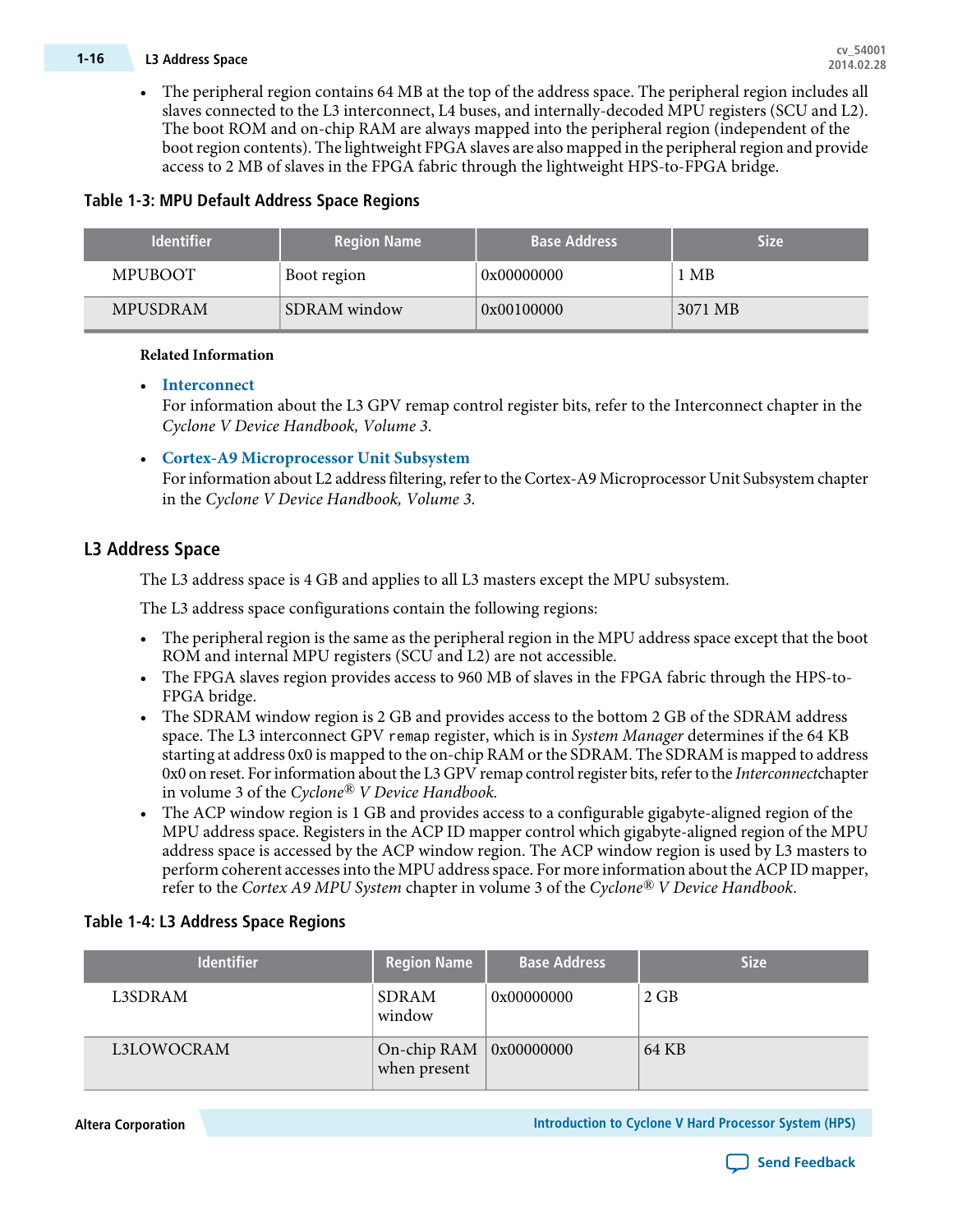- The peripheral region contains 64 MB at the top of the address space. The peripheral region includes all slaves connected to the L3 interconnect, L4 buses, and internally-decoded MPU registers (SCU and L2). The boot ROM and on-chip RAM are always mapped into the peripheral region (independent of the boot region contents). The lightweight FPGA slaves are also mapped in the peripheral region and provide access to 2 MB of slaves in the FPGA fabric through the lightweight HPS-to-FPGA bridge.

**Table 1-3: MPU Default Address Space Regions**

| Identifier | Region Name | Base Address | Size |
|---|---|---|---|
| MPUBOOT | Boot region | 0x00000000 | 1 MB |
| MPUSDRAM | SDRAM window | 0x00100000 | 3071 MB |

**Related Information**

- **Interconnect**
  For information about the L3 GPV remap control register bits, refer to the Interconnect chapter in the *Cyclone V Device Handbook, Volume 3*.
- **Cortex-A9 Microprocessor Unit Subsystem**
  For information about L2 address filtering, refer to the Cortex-A9 Microprocessor Unit Subsystem chapter in the *Cyclone V Device Handbook, Volume 3*.

## L3 Address Space

The L3 address space is 4 GB and applies to all L3 masters except the MPU subsystem.

The L3 address space configurations contain the following regions:

- The peripheral region is the same as the peripheral region in the MPU address space except that the boot ROM and internal MPU registers (SCU and L2) are not accessible.
- The FPGA slaves region provides access to 960 MB of slaves in the FPGA fabric through the HPS-to-FPGA bridge.
- The SDRAM window region is 2 GB and provides access to the bottom 2 GB of the SDRAM address space. The L3 interconnect GPV `remap` register, which is in *System Manager* determines if the 64 KB starting at address 0x0 is mapped to the on-chip RAM or the SDRAM. The SDRAM is mapped to address 0x0 on reset. For information about the L3 GPV remap control register bits, refer to the *Interconnect*chapter in volume 3 of the *Cyclone® V Device Handbook*.
- The ACP window region is 1 GB and provides access to a configurable gigabyte-aligned region of the MPU address space. Registers in the ACP ID mapper control which gigabyte-aligned region of the MPU address space is accessed by the ACP window region. The ACP window region is used by L3 masters to perform coherent accesses into the MPU address space. For more information about the ACP ID mapper, refer to the *Cortex A9 MPU System* chapter in volume 3 of the *Cyclone® V Device Handbook*.

**Table 1-4: L3 Address Space Regions**

| Identifier | Region Name | Base Address | Size |
|---|---|---|---|
| L3SDRAM | SDRAM window | 0x00000000 | 2 GB |
| L3LOWOCRAM | On-chip RAM when present | 0x00000000 | 64 KB |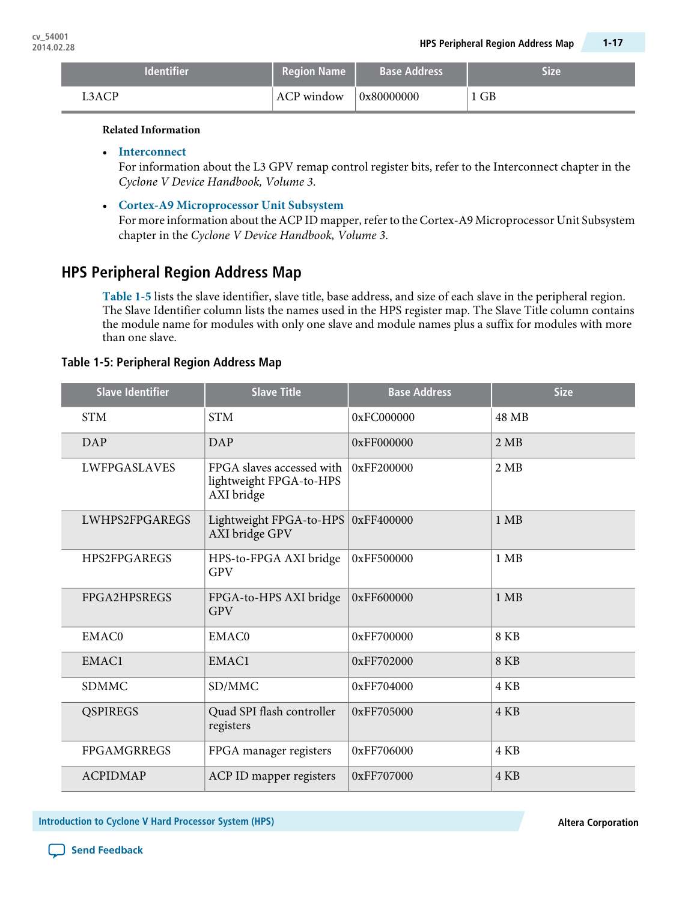| Identifier | Region Name | Base Address | Size |
|---|---|---|---|
| L3ACP | ACP window | 0x80000000 | 1 GB |

**Related Information**

- **Interconnect**
  For information about the L3 GPV remap control register bits, refer to the Interconnect chapter in the *Cyclone V Device Handbook, Volume 3*.
- **Cortex-A9 Microprocessor Unit Subsystem**
  For more information about the ACP ID mapper, refer to the Cortex-A9 Microprocessor Unit Subsystem chapter in the *Cyclone V Device Handbook, Volume 3*.

## HPS Peripheral Region Address Map

Table 1-5 lists the slave identifier, slave title, base address, and size of each slave in the peripheral region. The Slave Identifier column lists the names used in the HPS register map. The Slave Title column contains the module name for modules with only one slave and module names plus a suffix for modules with more than one slave.

**Table 1-5: Peripheral Region Address Map**

| Slave Identifier | Slave Title | Base Address | Size |
|---|---|---|---|
| STM | STM | 0xFC000000 | 48 MB |
| DAP | DAP | 0xFF000000 | 2 MB |
| LWFPGASLAVES | FPGA slaves accessed with lightweight FPGA-to-HPS AXI bridge | 0xFF200000 | 2 MB |
| LWHPS2FPGAREGS | Lightweight FPGA-to-HPS AXI bridge GPV | 0xFF400000 | 1 MB |
| HPS2FPGAREGS | HPS-to-FPGA AXI bridge GPV | 0xFF500000 | 1 MB |
| FPGA2HPSREGS | FPGA-to-HPS AXI bridge GPV | 0xFF600000 | 1 MB |
| EMAC0 | EMAC0 | 0xFF700000 | 8 KB |
| EMAC1 | EMAC1 | 0xFF702000 | 8 KB |
| SDMMC | SD/MMC | 0xFF704000 | 4 KB |
| QSPIREGS | Quad SPI flash controller registers | 0xFF705000 | 4 KB |
| FPGAMGRREGS | FPGA manager registers | 0xFF706000 | 4 KB |
| ACPIDMAP | ACP ID mapper registers | 0xFF707000 | 4 KB |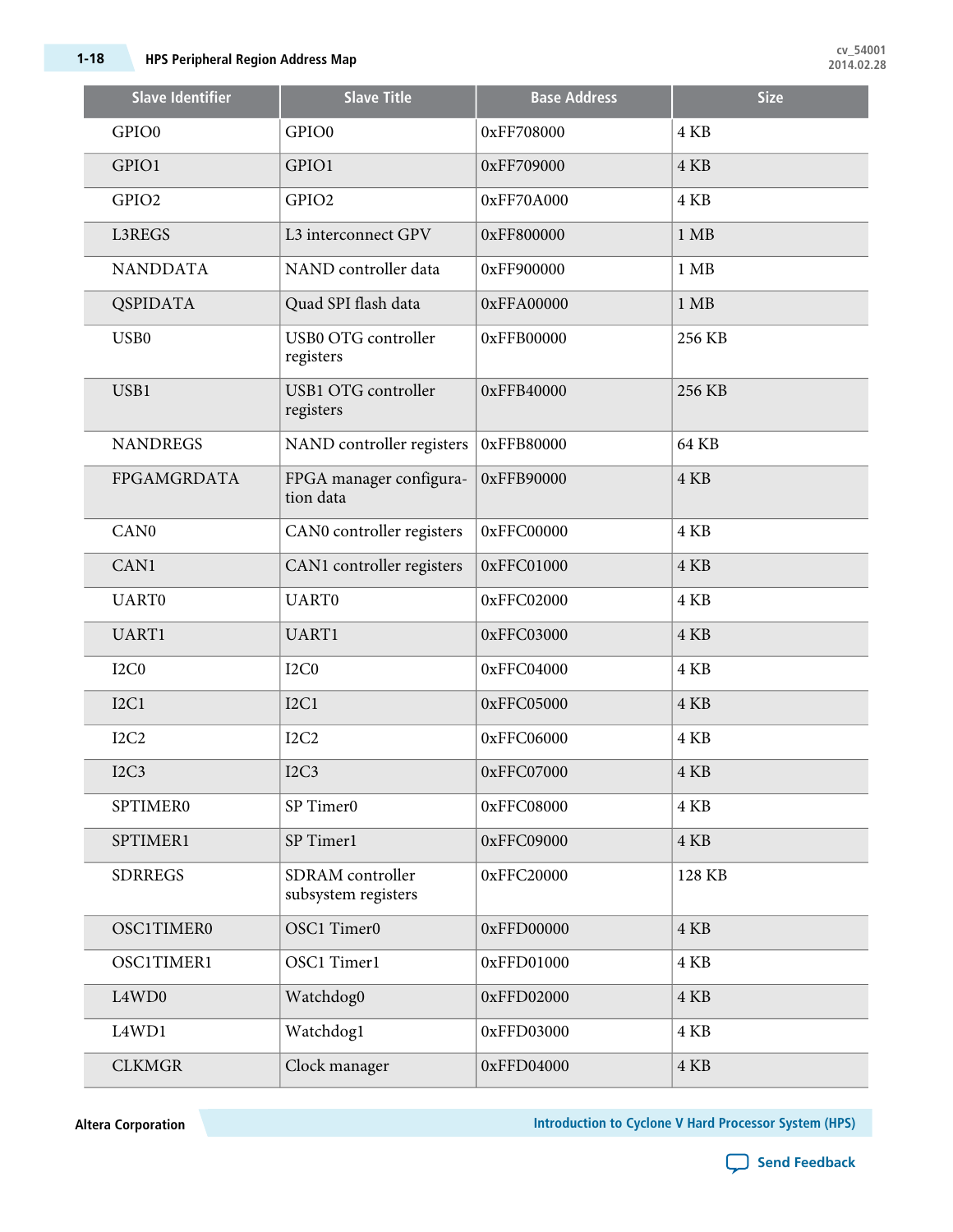| Slave Identifier | Slave Title | Base Address | Size |
|---|---|---|---|
| GPIO0 | GPIO0 | 0xFF708000 | 4 KB |
| GPIO1 | GPIO1 | 0xFF709000 | 4 KB |
| GPIO2 | GPIO2 | 0xFF70A000 | 4 KB |
| L3REGS | L3 interconnect GPV | 0xFF800000 | 1 MB |
| NANDDATA | NAND controller data | 0xFF900000 | 1 MB |
| QSPIDATA | Quad SPI flash data | 0xFFA00000 | 1 MB |
| USB0 | USB0 OTG controller registers | 0xFFB00000 | 256 KB |
| USB1 | USB1 OTG controller registers | 0xFFB40000 | 256 KB |
| NANDREGS | NAND controller registers | 0xFFB80000 | 64 KB |
| FPGAMGRDATA | FPGA manager configuration data | 0xFFB90000 | 4 KB |
| CAN0 | CAN0 controller registers | 0xFFC00000 | 4 KB |
| CAN1 | CAN1 controller registers | 0xFFC01000 | 4 KB |
| UART0 | UART0 | 0xFFC02000 | 4 KB |
| UART1 | UART1 | 0xFFC03000 | 4 KB |
| I2C0 | I2C0 | 0xFFC04000 | 4 KB |
| I2C1 | I2C1 | 0xFFC05000 | 4 KB |
| I2C2 | I2C2 | 0xFFC06000 | 4 KB |
| I2C3 | I2C3 | 0xFFC07000 | 4 KB |
| SPTIMER0 | SP Timer0 | 0xFFC08000 | 4 KB |
| SPTIMER1 | SP Timer1 | 0xFFC09000 | 4 KB |
| SDRREGS | SDRAM controller subsystem registers | 0xFFC20000 | 128 KB |
| OSC1TIMER0 | OSC1 Timer0 | 0xFFD00000 | 4 KB |
| OSC1TIMER1 | OSC1 Timer1 | 0xFFD01000 | 4 KB |
| L4WD0 | Watchdog0 | 0xFFD02000 | 4 KB |
| L4WD1 | Watchdog1 | 0xFFD03000 | 4 KB |
| CLKMGR | Clock manager | 0xFFD04000 | 4 KB |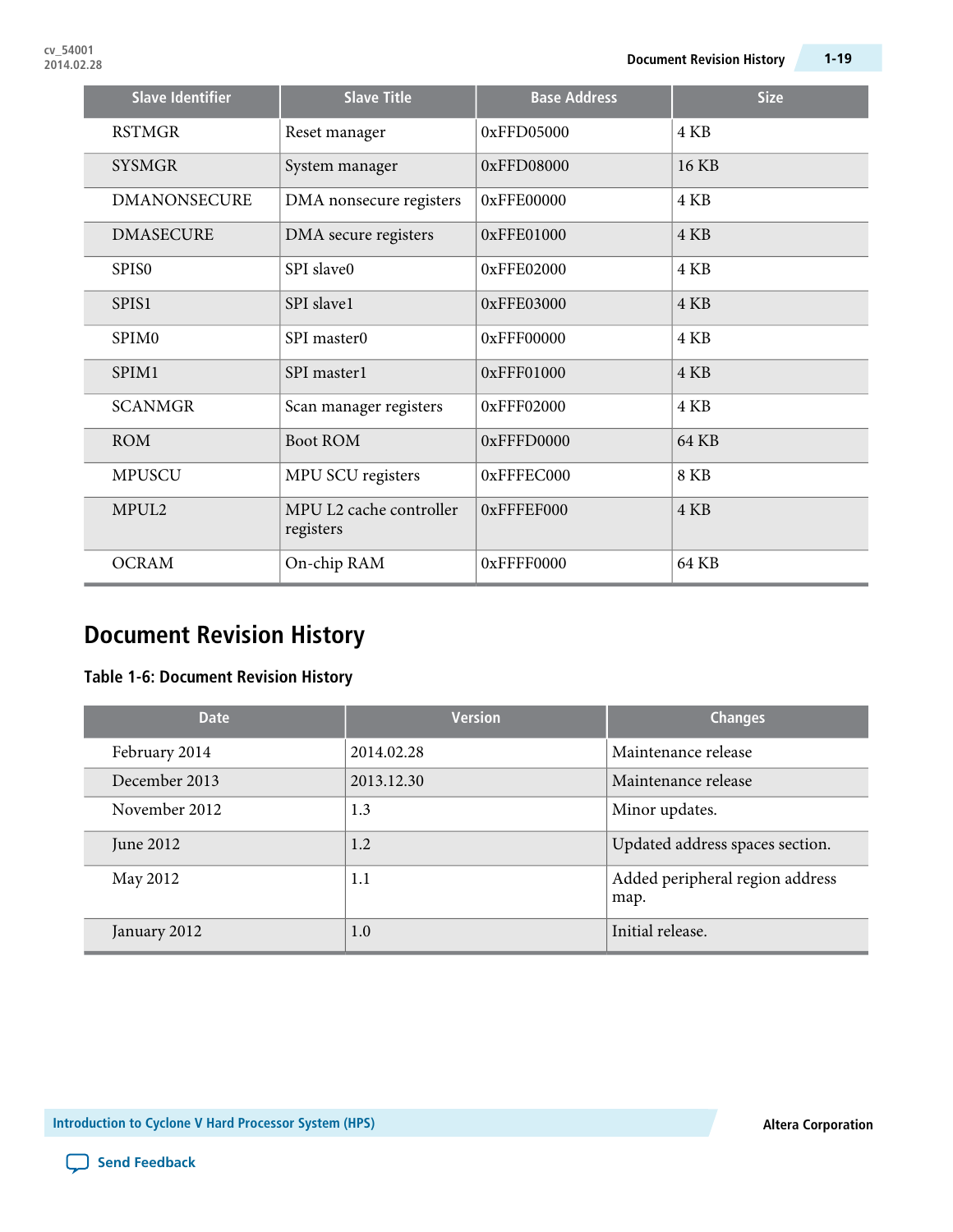| Slave Identifier | Slave Title | Base Address | Size |
|---|---|---|---|
| RSTMGR | Reset manager | 0xFFD05000 | 4 KB |
| SYSMGR | System manager | 0xFFD08000 | 16 KB |
| DMANONSECURE | DMA nonsecure registers | 0xFFE00000 | 4 KB |
| DMASECURE | DMA secure registers | 0xFFE01000 | 4 KB |
| SPIS0 | SPI slave0 | 0xFFE02000 | 4 KB |
| SPIS1 | SPI slave1 | 0xFFE03000 | 4 KB |
| SPIM0 | SPI master0 | 0xFFF00000 | 4 KB |
| SPIM1 | SPI master1 | 0xFFF01000 | 4 KB |
| SCANMGR | Scan manager registers | 0xFFF02000 | 4 KB |
| ROM | Boot ROM | 0xFFFD0000 | 64 KB |
| MPUSCU | MPU SCU registers | 0xFFFEC000 | 8 KB |
| MPUL2 | MPU L2 cache controller registers | 0xFFFEF000 | 4 KB |
| OCRAM | On-chip RAM | 0xFFFF0000 | 64 KB |

## Document Revision History

**Table 1-6: Document Revision History**

| Date | Version | Changes |
|---|---|---|
| February 2014 | 2014.02.28 | Maintenance release |
| December 2013 | 2013.12.30 | Maintenance release |
| November 2012 | 1.3 | Minor updates. |
| June 2012 | 1.2 | Updated address spaces section. |
| May 2012 | 1.1 | Added peripheral region address map. |
| January 2012 | 1.0 | Initial release. |